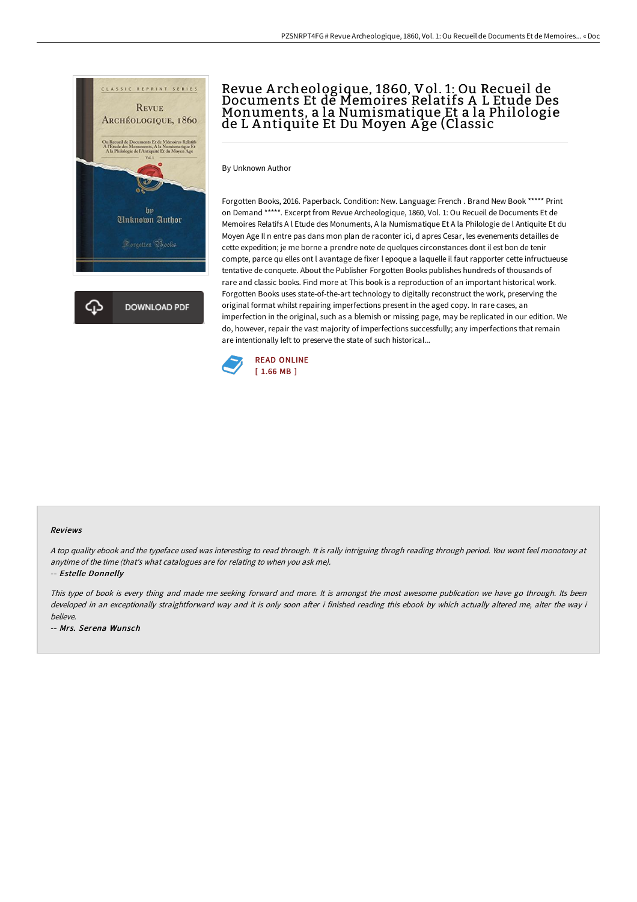# Revue Archeologique, 1860, Vol. 1: Ou Recueil de Documents Et de Memoires Relatifs A L Etude Des Monuments, a la Numismatique Et a la Philologie de L Antiquite Et Du Moyen Age (Classic

By Unknown Author

Forgotten Books, 2016. Paperback. Condition: New. Language: French . Brand New Book ***** Print on Demand *****. Excerpt from Revue Archeologique, 1860, Vol. 1: Ou Recueil de Documents Et de Memoires Relatifs A l Etude des Monuments, A la Numismatique Et A la Philologie de l Antiquite Et du Moyen Age Il n entre pas dans mon plan de raconter ici, d apres Cesar, les evenements detailles de cette expedition; je me borne a prendre note de quelques circonstances dont il est bon de tenir compte, parce qu elles ont l avantage de fixer l epoque a laquelle il faut rapporter cette infructueuse tentative de conquete. About the Publisher Forgotten Books publishes hundreds of thousands of rare and classic books. Find more at This book is a reproduction of an important historical work. Forgotten Books uses state-of-the-art technology to digitally reconstruct the work, preserving the original format whilst repairing imperfections present in the aged copy. In rare cases, an imperfection in the original, such as a blemish or missing page, may be replicated in our edition. We do, however, repair the vast majority of imperfections successfully; any imperfections that remain are intentionally left to preserve the state of such historical...

READ ONLINE
[ 1.66 MB ]

#### Reviews

*A top quality ebook and the typeface used was interesting to read through. It is rally intriguing throgh reading through period. You wont feel monotony at anytime of the time (that's what catalogues are for relating to when you ask me).*

-- *Estelle Donnelly*

*This type of book is every thing and made me seeking forward and more. It is amongst the most awesome publication we have go through. Its been developed in an exceptionally straightforward way and it is only soon after i finished reading this ebook by which actually altered me, alter the way i believe.*

-- *Mrs. Serena Wunsch*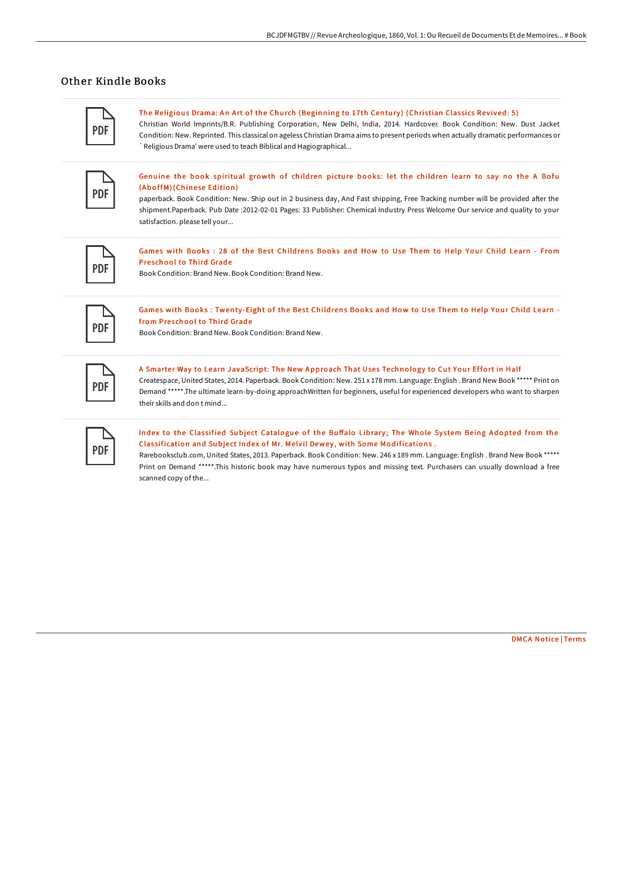## Other Kindle Books

PDF

**The Religious Drama: An Art of the Church (Beginning to 17th Century) (Christian Classics Revived: 5)**

Christian World Imprints/B.R. Publishing Corporation, New Delhi, India, 2014. Hardcover. Book Condition: New. Dust Jacket Condition: New. Reprinted. This classical on ageless Christian Drama aims to present periods when actually dramatic performances or `Religious Drama' were used to teach Biblical and Hagiographical...

PDF

**Genuine the book spiritual growth of children picture books: let the children learn to say no the A Bofu (AboffM)(Chinese Edition)**

paperback. Book Condition: New. Ship out in 2 business day, And Fast shipping, Free Tracking number will be provided after the shipment.Paperback. Pub Date :2012-02-01 Pages: 33 Publisher: Chemical Industry Press Welcome Our service and quality to your satisfaction. please tell your...

PDF

**Games with Books : 28 of the Best Childrens Books and How to Use Them to Help Your Child Learn - From Preschool to Third Grade**

Book Condition: Brand New. Book Condition: Brand New.

PDF

**Games with Books : Twenty-Eight of the Best Childrens Books and How to Use Them to Help Your Child Learn - from Preschool to Third Grade**

Book Condition: Brand New. Book Condition: Brand New.

PDF

**A Smarter Way to Learn JavaScript: The New Approach That Uses Technology to Cut Your Effort in Half**

Createspace, United States, 2014. Paperback. Book Condition: New. 251 x 178 mm. Language: English . Brand New Book ***** Print on Demand *****.The ultimate learn-by-doing approachWritten for beginners, useful for experienced developers who want to sharpen their skills and don t mind...

PDF

**Index to the Classified Subject Catalogue of the Buffalo Library; The Whole System Being Adopted from the Classification and Subject Index of Mr. Melvil Dewey, with Some Modifications .**

Rarebooksclub.com, United States, 2013. Paperback. Book Condition: New. 246 x 189 mm. Language: English . Brand New Book ***** Print on Demand *****.This historic book may have numerous typos and missing text. Purchasers can usually download a free scanned copy of the...

DMCA Notice | Terms